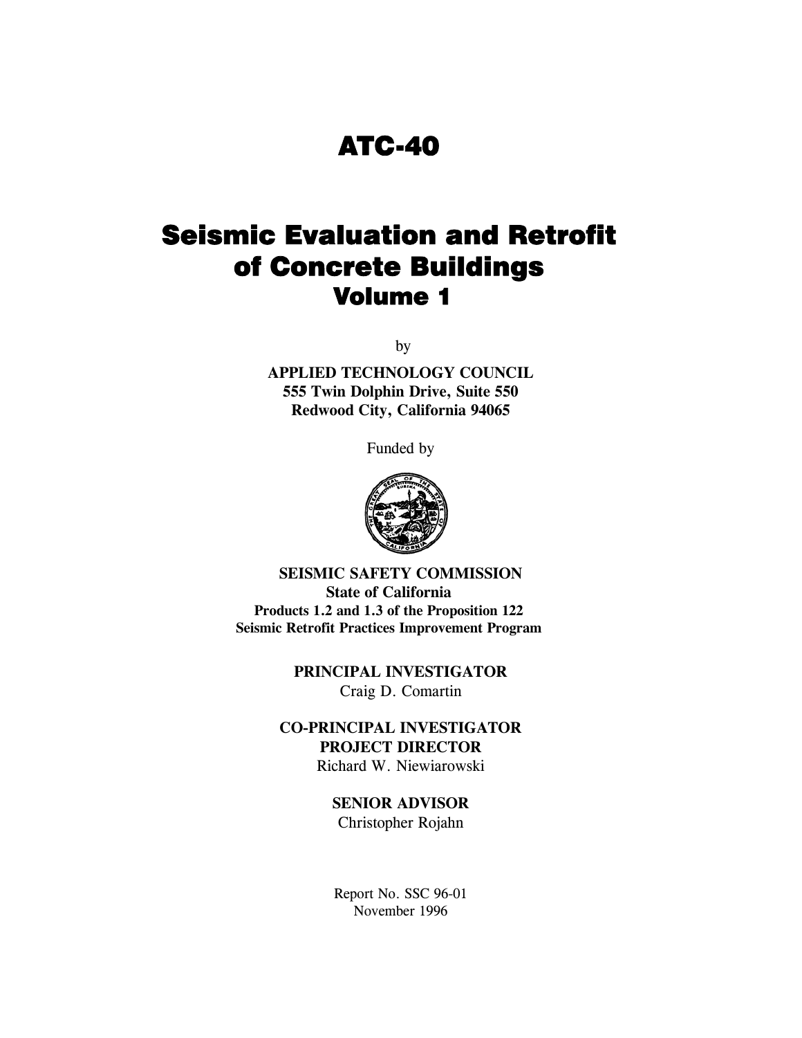# ATC-40

# Seismic Evaluation and Retrofit of Concrete Buildings
## Volume 1

by

**APPLIED TECHNOLOGY COUNCIL**
**555 Twin Dolphin Drive, Suite 550**
**Redwood City, California 94065**

Funded by

**SEISMIC SAFETY COMMISSION**
**State of California**
**Products 1.2 and 1.3 of the Proposition 122**
**Seismic Retrofit Practices Improvement Program**

**PRINCIPAL INVESTIGATOR**
Craig D. Comartin

**CO-PRINCIPAL INVESTIGATOR**
**PROJECT DIRECTOR**
Richard W. Niewiarowski

**SENIOR ADVISOR**
Christopher Rojahn

Report No. SSC 96-01
November 1996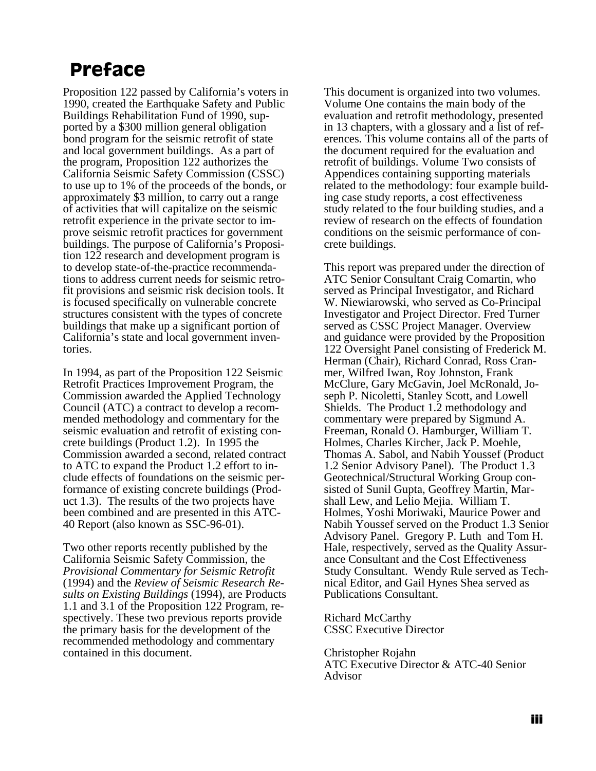# Preface

Proposition 122 passed by California's voters in 1990, created the Earthquake Safety and Public Buildings Rehabilitation Fund of 1990, supported by a $300 million general obligation bond program for the seismic retrofit of state and local government buildings. As a part of the program, Proposition 122 authorizes the California Seismic Safety Commission (CSSC) to use up to 1% of the proceeds of the bonds, or approximately $3 million, to carry out a range of activities that will capitalize on the seismic retrofit experience in the private sector to improve seismic retrofit practices for government buildings. The purpose of California's Proposition 122 research and development program is to develop state-of-the-practice recommendations to address current needs for seismic retrofit provisions and seismic risk decision tools. It is focused specifically on vulnerable concrete structures consistent with the types of concrete buildings that make up a significant portion of California's state and local government inventories.

In 1994, as part of the Proposition 122 Seismic Retrofit Practices Improvement Program, the Commission awarded the Applied Technology Council (ATC) a contract to develop a recommended methodology and commentary for the seismic evaluation and retrofit of existing concrete buildings (Product 1.2). In 1995 the Commission awarded a second, related contract to ATC to expand the Product 1.2 effort to include effects of foundations on the seismic performance of existing concrete buildings (Product 1.3). The results of the two projects have been combined and are presented in this ATC-40 Report (also known as SSC-96-01).

Two other reports recently published by the California Seismic Safety Commission, the *Provisional Commentary for Seismic Retrofit* (1994) and the *Review of Seismic Research Results on Existing Buildings* (1994), are Products 1.1 and 3.1 of the Proposition 122 Program, respectively. These two previous reports provide the primary basis for the development of the recommended methodology and commentary contained in this document.

This document is organized into two volumes. Volume One contains the main body of the evaluation and retrofit methodology, presented in 13 chapters, with a glossary and a list of references. This volume contains all of the parts of the document required for the evaluation and retrofit of buildings. Volume Two consists of Appendices containing supporting materials related to the methodology: four example building case study reports, a cost effectiveness study related to the four building studies, and a review of research on the effects of foundation conditions on the seismic performance of concrete buildings.

This report was prepared under the direction of ATC Senior Consultant Craig Comartin, who served as Principal Investigator, and Richard W. Niewiarowski, who served as Co-Principal Investigator and Project Director. Fred Turner served as CSSC Project Manager. Overview and guidance were provided by the Proposition 122 Oversight Panel consisting of Frederick M. Herman (Chair), Richard Conrad, Ross Cranmer, Wilfred Iwan, Roy Johnston, Frank McClure, Gary McGavin, Joel McRonald, Joseph P. Nicoletti, Stanley Scott, and Lowell Shields. The Product 1.2 methodology and commentary were prepared by Sigmund A. Freeman, Ronald O. Hamburger, William T. Holmes, Charles Kircher, Jack P. Moehle, Thomas A. Sabol, and Nabih Youssef (Product 1.2 Senior Advisory Panel). The Product 1.3 Geotechnical/Structural Working Group consisted of Sunil Gupta, Geoffrey Martin, Marshall Lew, and Lelio Mejia. William T. Holmes, Yoshi Moriwaki, Maurice Power and Nabih Youssef served on the Product 1.3 Senior Advisory Panel. Gregory P. Luth and Tom H. Hale, respectively, served as the Quality Assurance Consultant and the Cost Effectiveness Study Consultant. Wendy Rule served as Technical Editor, and Gail Hynes Shea served as Publications Consultant.

Richard McCarthy
CSSC Executive Director

Christopher Rojahn
ATC Executive Director & ATC-40 Senior Advisor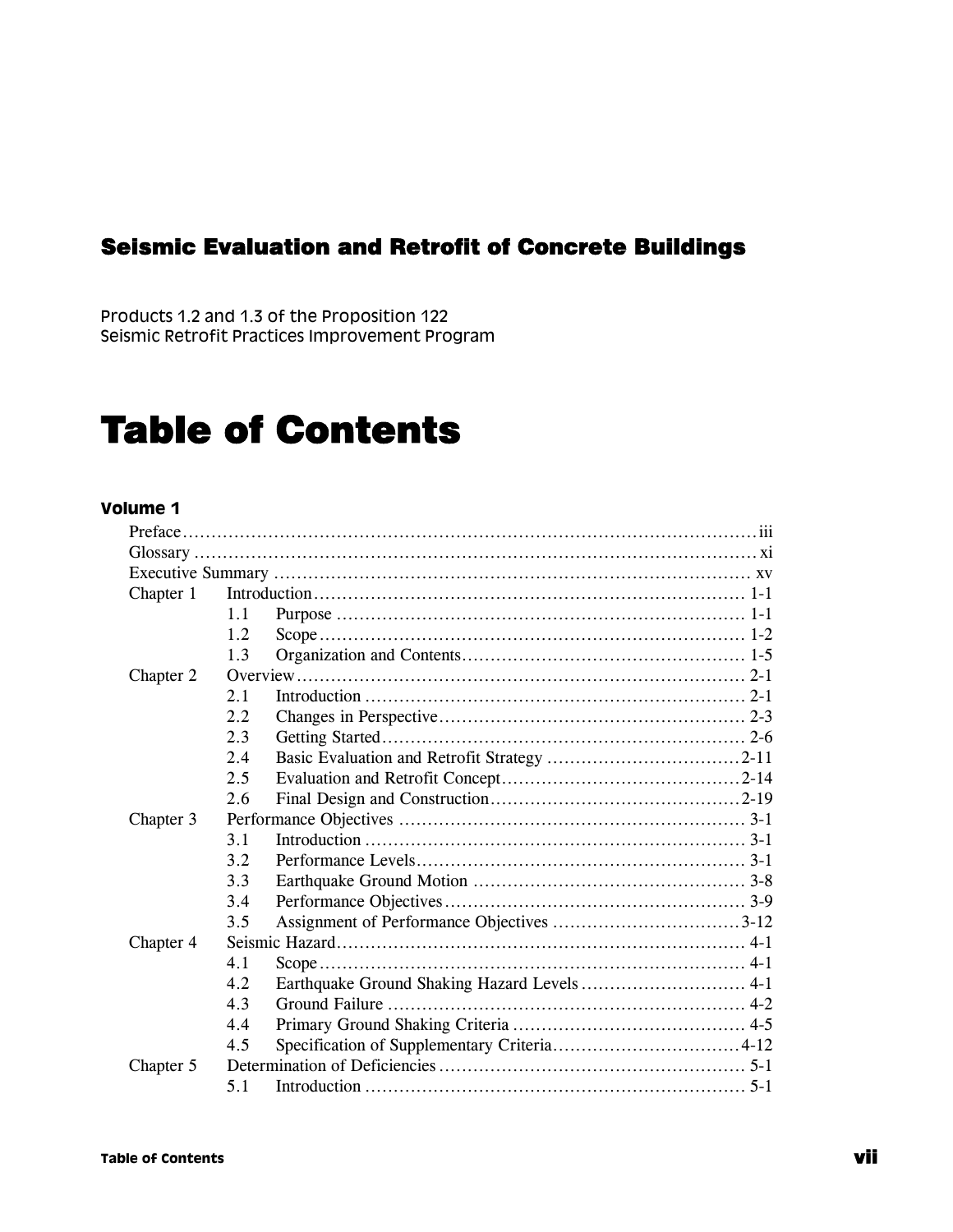## Seismic Evaluation and Retrofit of Concrete Buildings

Products 1.2 and 1.3 of the Proposition 122
Seismic Retrofit Practices Improvement Program

# Table of Contents

### Volume 1

| | | | |
|---|---|---|---|
| Preface | | | iii |
| Glossary | | | xi |
| Executive Summary | | | xv |
| Chapter 1 | Introduction | | 1-1 |
| | 1.1 | Purpose | 1-1 |
| | 1.2 | Scope | 1-2 |
| | 1.3 | Organization and Contents | 1-5 |
| Chapter 2 | Overview | | 2-1 |
| | 2.1 | Introduction | 2-1 |
| | 2.2 | Changes in Perspective | 2-3 |
| | 2.3 | Getting Started | 2-6 |
| | 2.4 | Basic Evaluation and Retrofit Strategy | 2-11 |
| | 2.5 | Evaluation and Retrofit Concept | 2-14 |
| | 2.6 | Final Design and Construction | 2-19 |
| Chapter 3 | Performance Objectives | | 3-1 |
| | 3.1 | Introduction | 3-1 |
| | 3.2 | Performance Levels | 3-1 |
| | 3.3 | Earthquake Ground Motion | 3-8 |
| | 3.4 | Performance Objectives | 3-9 |
| | 3.5 | Assignment of Performance Objectives | 3-12 |
| Chapter 4 | Seismic Hazard | | 4-1 |
| | 4.1 | Scope | 4-1 |
| | 4.2 | Earthquake Ground Shaking Hazard Levels | 4-1 |
| | 4.3 | Ground Failure | 4-2 |
| | 4.4 | Primary Ground Shaking Criteria | 4-5 |
| | 4.5 | Specification of Supplementary Criteria | 4-12 |
| Chapter 5 | Determination of Deficiencies | | 5-1 |
| | 5.1 | Introduction | 5-1 |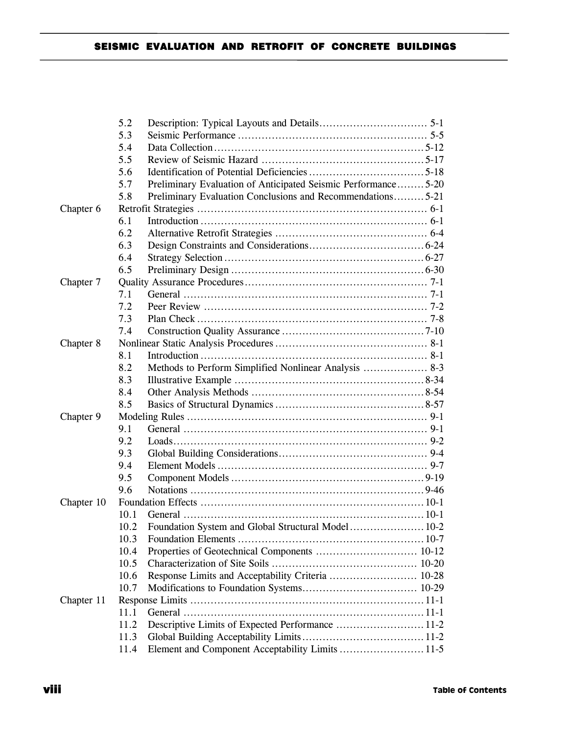| | | | |
|---|---|---|---|
| | 5.2 | Description: Typical Layouts and Details | 5-1 |
| | 5.3 | Seismic Performance | 5-5 |
| | 5.4 | Data Collection | 5-12 |
| | 5.5 | Review of Seismic Hazard | 5-17 |
| | 5.6 | Identification of Potential Deficiencies | 5-18 |
| | 5.7 | Preliminary Evaluation of Anticipated Seismic Performance | 5-20 |
| | 5.8 | Preliminary Evaluation Conclusions and Recommendations | 5-21 |
| Chapter 6 | Retrofit Strategies | | 6-1 |
| | 6.1 | Introduction | 6-1 |
| | 6.2 | Alternative Retrofit Strategies | 6-4 |
| | 6.3 | Design Constraints and Considerations | 6-24 |
| | 6.4 | Strategy Selection | 6-27 |
| | 6.5 | Preliminary Design | 6-30 |
| Chapter 7 | Quality Assurance Procedures | | 7-1 |
| | 7.1 | General | 7-1 |
| | 7.2 | Peer Review | 7-2 |
| | 7.3 | Plan Check | 7-8 |
| | 7.4 | Construction Quality Assurance | 7-10 |
| Chapter 8 | Nonlinear Static Analysis Procedures | | 8-1 |
| | 8.1 | Introduction | 8-1 |
| | 8.2 | Methods to Perform Simplified Nonlinear Analysis | 8-3 |
| | 8.3 | Illustrative Example | 8-34 |
| | 8.4 | Other Analysis Methods | 8-54 |
| | 8.5 | Basics of Structural Dynamics | 8-57 |
| Chapter 9 | Modeling Rules | | 9-1 |
| | 9.1 | General | 9-1 |
| | 9.2 | Loads | 9-2 |
| | 9.3 | Global Building Considerations | 9-4 |
| | 9.4 | Element Models | 9-7 |
| | 9.5 | Component Models | 9-19 |
| | 9.6 | Notations | 9-46 |
| Chapter 10 | Foundation Effects | | 10-1 |
| | 10.1 | General | 10-1 |
| | 10.2 | Foundation System and Global Structural Model | 10-2 |
| | 10.3 | Foundation Elements | 10-7 |
| | 10.4 | Properties of Geotechnical Components | 10-12 |
| | 10.5 | Characterization of Site Soils | 10-20 |
| | 10.6 | Response Limits and Acceptability Criteria | 10-28 |
| | 10.7 | Modifications to Foundation Systems | 10-29 |
| Chapter 11 | Response Limits | | 11-1 |
| | 11.1 | General | 11-1 |
| | 11.2 | Descriptive Limits of Expected Performance | 11-2 |
| | 11.3 | Global Building Acceptability Limits | 11-2 |
| | 11.4 | Element and Component Acceptability Limits | 11-5 |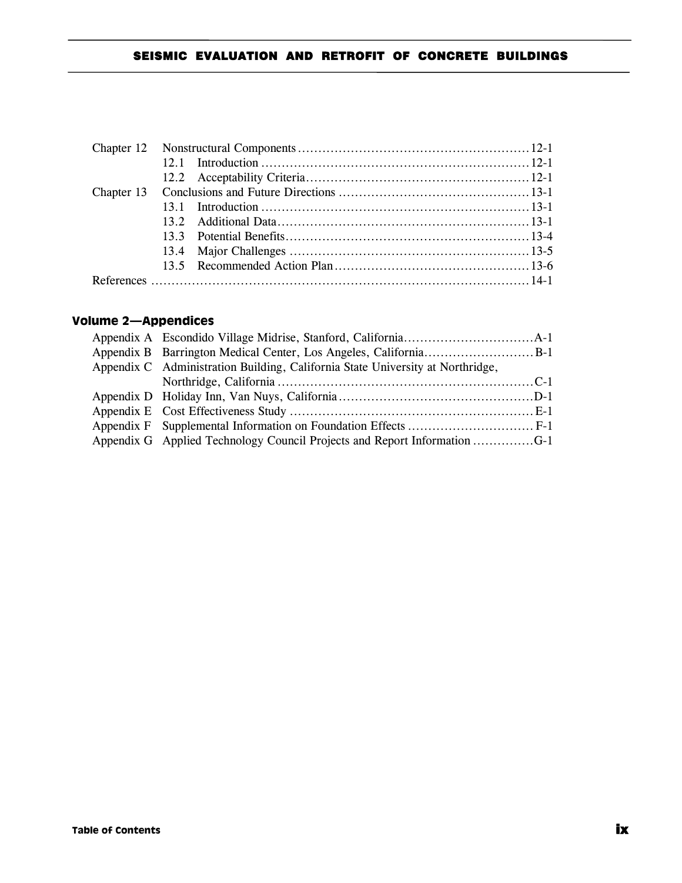| | | |
|---|---|---|
| Chapter 12 | Nonstructural Components | 12-1 |
| | 12.1 Introduction | 12-1 |
| | 12.2 Acceptability Criteria | 12-1 |
| Chapter 13 | Conclusions and Future Directions | 13-1 |
| | 13.1 Introduction | 13-1 |
| | 13.2 Additional Data | 13-1 |
| | 13.3 Potential Benefits | 13-4 |
| | 13.4 Major Challenges | 13-5 |
| | 13.5 Recommended Action Plan | 13-6 |
| References | | 14-1 |

## Volume 2—Appendices

| | | |
|---|---|---|
| Appendix A | Escondido Village Midrise, Stanford, California | A-1 |
| Appendix B | Barrington Medical Center, Los Angeles, California | B-1 |
| Appendix C | Administration Building, California State University at Northridge, Northridge, California | C-1 |
| Appendix D | Holiday Inn, Van Nuys, California | D-1 |
| Appendix E | Cost Effectiveness Study | E-1 |
| Appendix F | Supplemental Information on Foundation Effects | F-1 |
| Appendix G | Applied Technology Council Projects and Report Information | G-1 |